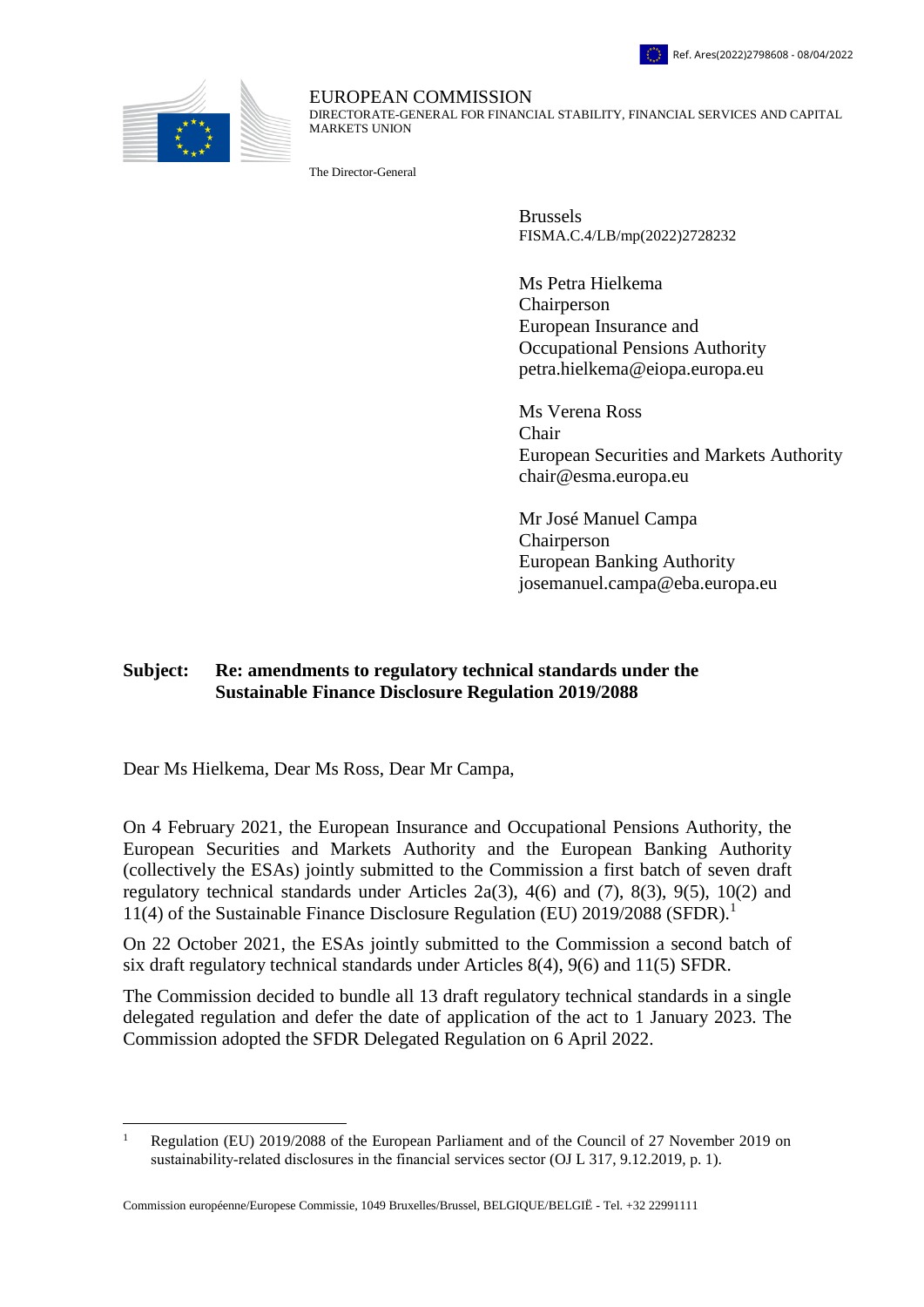Ref. Ares(2022)2798608 - 08/04/2022

EUROPEAN COMMISSION
DIRECTORATE-GENERAL FOR FINANCIAL STABILITY, FINANCIAL SERVICES AND CAPITAL MARKETS UNION

The Director-General

Brussels
FISMA.C.4/LB/mp(2022)2728232

Ms Petra Hielkema
Chairperson
European Insurance and Occupational Pensions Authority
petra.hielkema@eiopa.europa.eu

Ms Verena Ross
Chair
European Securities and Markets Authority
chair@esma.europa.eu

Mr José Manuel Campa
Chairperson
European Banking Authority
josemanuel.campa@eba.europa.eu

**Subject: Re: amendments to regulatory technical standards under the Sustainable Finance Disclosure Regulation 2019/2088**

Dear Ms Hielkema, Dear Ms Ross, Dear Mr Campa,

On 4 February 2021, the European Insurance and Occupational Pensions Authority, the European Securities and Markets Authority and the European Banking Authority (collectively the ESAs) jointly submitted to the Commission a first batch of seven draft regulatory technical standards under Articles 2a(3), 4(6) and (7), 8(3), 9(5), 10(2) and 11(4) of the Sustainable Finance Disclosure Regulation (EU) 2019/2088 (SFDR).[1]

On 22 October 2021, the ESAs jointly submitted to the Commission a second batch of six draft regulatory technical standards under Articles 8(4), 9(6) and 11(5) SFDR.

The Commission decided to bundle all 13 draft regulatory technical standards in a single delegated regulation and defer the date of application of the act to 1 January 2023. The Commission adopted the SFDR Delegated Regulation on 6 April 2022.

[1] Regulation (EU) 2019/2088 of the European Parliament and of the Council of 27 November 2019 on sustainability-related disclosures in the financial services sector (OJ L 317, 9.12.2019, p. 1).

Commission européenne/Europese Commissie, 1049 Bruxelles/Brussel, BELGIQUE/BELGIË - Tel. +32 22991111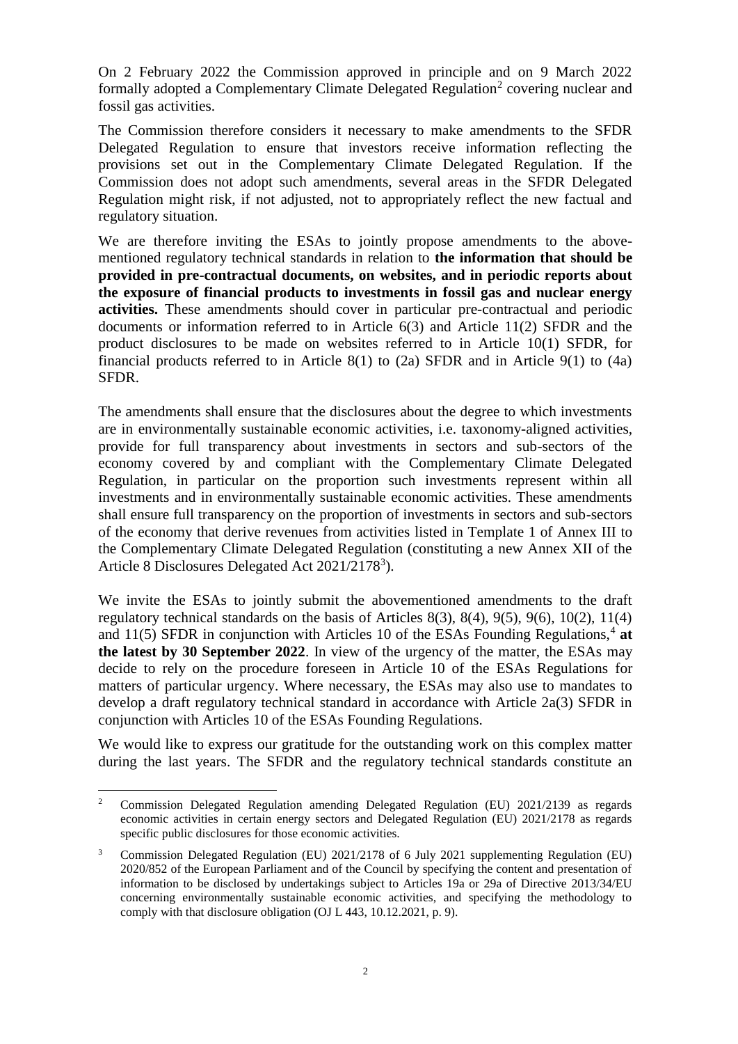On 2 February 2022 the Commission approved in principle and on 9 March 2022 formally adopted a Complementary Climate Delegated Regulation[2] covering nuclear and fossil gas activities.

The Commission therefore considers it necessary to make amendments to the SFDR Delegated Regulation to ensure that investors receive information reflecting the provisions set out in the Complementary Climate Delegated Regulation. If the Commission does not adopt such amendments, several areas in the SFDR Delegated Regulation might risk, if not adjusted, not to appropriately reflect the new factual and regulatory situation.

We are therefore inviting the ESAs to jointly propose amendments to the above-mentioned regulatory technical standards in relation to **the information that should be provided in pre-contractual documents, on websites, and in periodic reports about the exposure of financial products to investments in fossil gas and nuclear energy activities.** These amendments should cover in particular pre-contractual and periodic documents or information referred to in Article 6(3) and Article 11(2) SFDR and the product disclosures to be made on websites referred to in Article 10(1) SFDR, for financial products referred to in Article 8(1) to (2a) SFDR and in Article 9(1) to (4a) SFDR.

The amendments shall ensure that the disclosures about the degree to which investments are in environmentally sustainable economic activities, i.e. taxonomy-aligned activities, provide for full transparency about investments in sectors and sub-sectors of the economy covered by and compliant with the Complementary Climate Delegated Regulation, in particular on the proportion such investments represent within all investments and in environmentally sustainable economic activities. These amendments shall ensure full transparency on the proportion of investments in sectors and sub-sectors of the economy that derive revenues from activities listed in Template 1 of Annex III to the Complementary Climate Delegated Regulation (constituting a new Annex XII of the Article 8 Disclosures Delegated Act 2021/2178[3]).

We invite the ESAs to jointly submit the abovementioned amendments to the draft regulatory technical standards on the basis of Articles 8(3), 8(4), 9(5), 9(6), 10(2), 11(4) and 11(5) SFDR in conjunction with Articles 10 of the ESAs Founding Regulations,[4] **at the latest by 30 September 2022**. In view of the urgency of the matter, the ESAs may decide to rely on the procedure foreseen in Article 10 of the ESAs Regulations for matters of particular urgency. Where necessary, the ESAs may also use to mandates to develop a draft regulatory technical standard in accordance with Article 2a(3) SFDR in conjunction with Articles 10 of the ESAs Founding Regulations.

We would like to express our gratitude for the outstanding work on this complex matter during the last years. The SFDR and the regulatory technical standards constitute an

---

[2] Commission Delegated Regulation amending Delegated Regulation (EU) 2021/2139 as regards economic activities in certain energy sectors and Delegated Regulation (EU) 2021/2178 as regards specific public disclosures for those economic activities.

[3] Commission Delegated Regulation (EU) 2021/2178 of 6 July 2021 supplementing Regulation (EU) 2020/852 of the European Parliament and of the Council by specifying the content and presentation of information to be disclosed by undertakings subject to Articles 19a or 29a of Directive 2013/34/EU concerning environmentally sustainable economic activities, and specifying the methodology to comply with that disclosure obligation (OJ L 443, 10.12.2021, p. 9).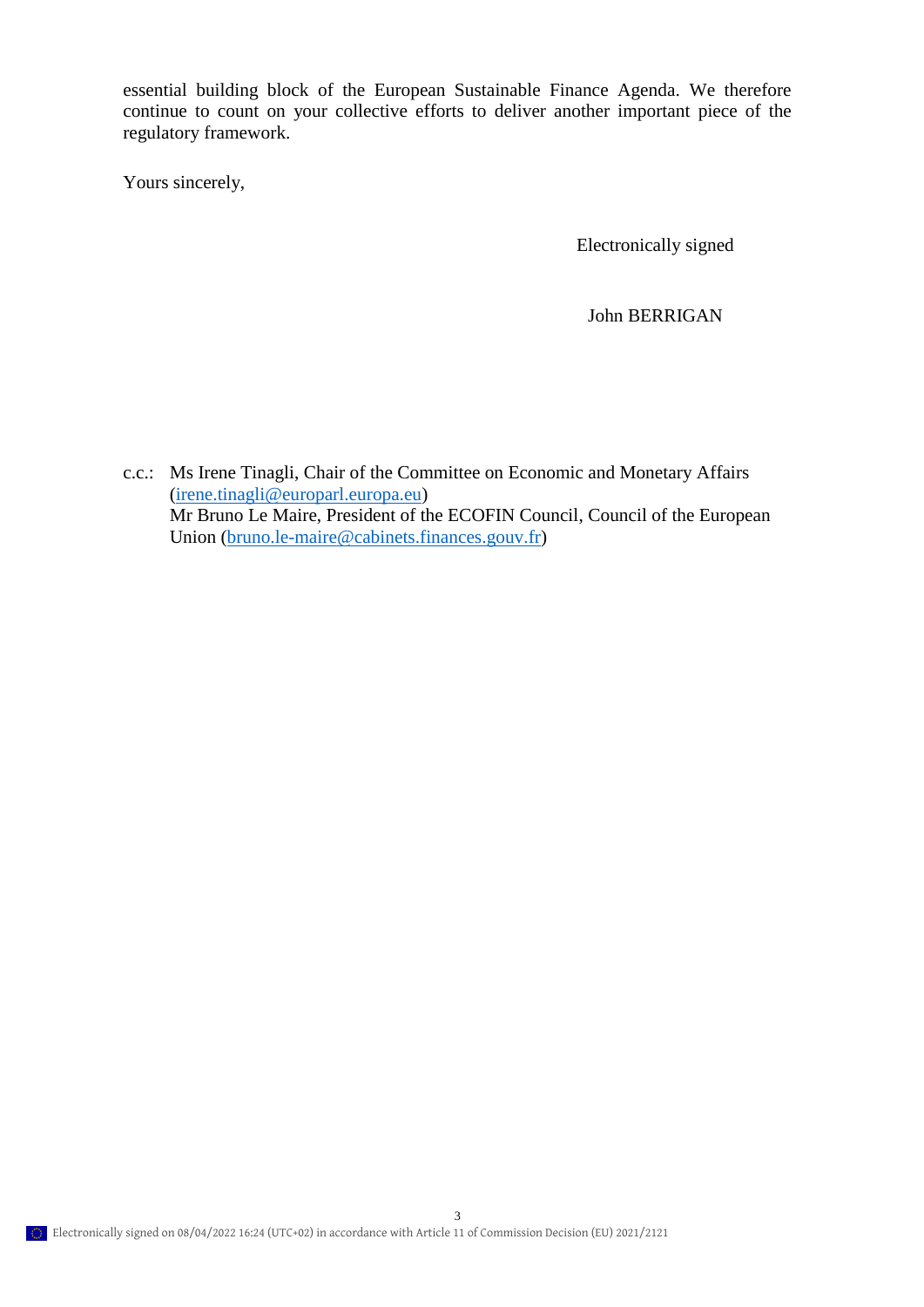essential building block of the European Sustainable Finance Agenda. We therefore continue to count on your collective efforts to deliver another important piece of the regulatory framework.

Yours sincerely,

Electronically signed

John BERRIGAN

c.c.: Ms Irene Tinagli, Chair of the Committee on Economic and Monetary Affairs (irene.tinagli@europarl.europa.eu)
Mr Bruno Le Maire, President of the ECOFIN Council, Council of the European Union (bruno.le-maire@cabinets.finances.gouv.fr)

Electronically signed on 08/04/2022 16:24 (UTC+02) in accordance with Article 11 of Commission Decision (EU) 2021/2121